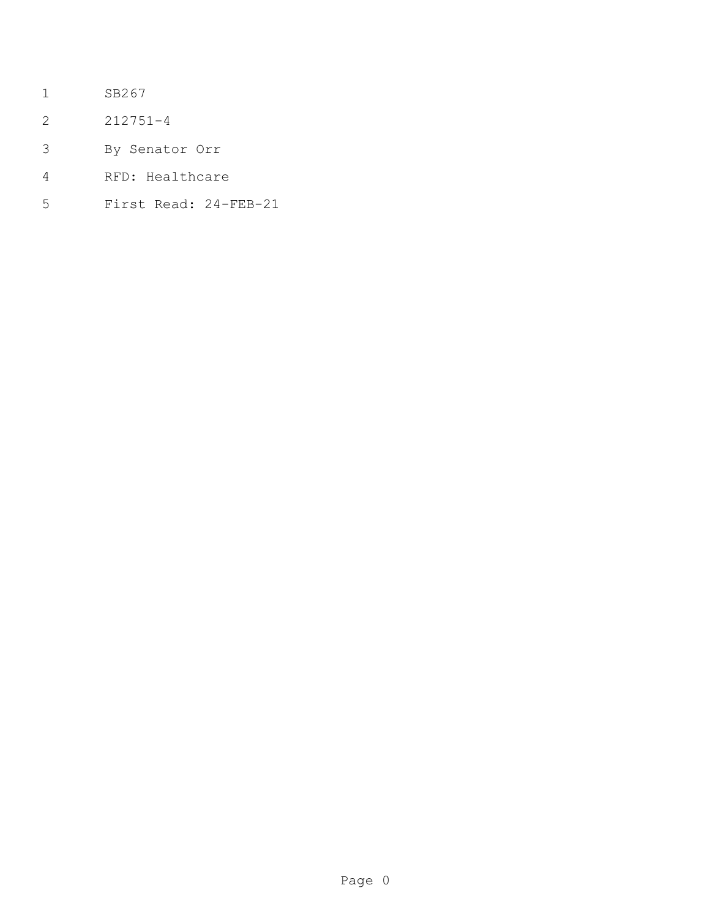SB267

212751-4

By Senator Orr

RFD: Healthcare

First Read: 24-FEB-21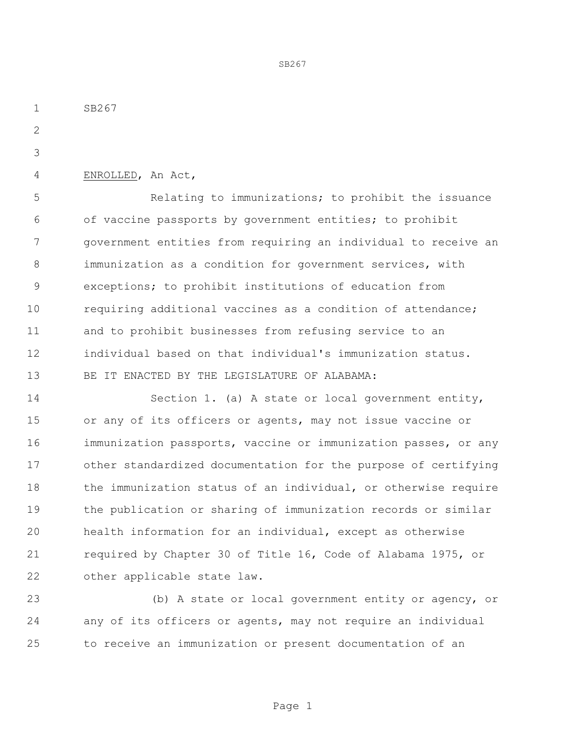SB267

ENROLLED, An Act,

Relating to immunizations; to prohibit the issuance of vaccine passports by government entities; to prohibit government entities from requiring an individual to receive an immunization as a condition for government services, with exceptions; to prohibit institutions of education from requiring additional vaccines as a condition of attendance; and to prohibit businesses from refusing service to an individual based on that individual's immunization status.

BE IT ENACTED BY THE LEGISLATURE OF ALABAMA:

Section 1. (a) A state or local government entity, or any of its officers or agents, may not issue vaccine or immunization passports, vaccine or immunization passes, or any other standardized documentation for the purpose of certifying the immunization status of an individual, or otherwise require the publication or sharing of immunization records or similar health information for an individual, except as otherwise required by Chapter 30 of Title 16, Code of Alabama 1975, or other applicable state law.

(b) A state or local government entity or agency, or any of its officers or agents, may not require an individual to receive an immunization or present documentation of an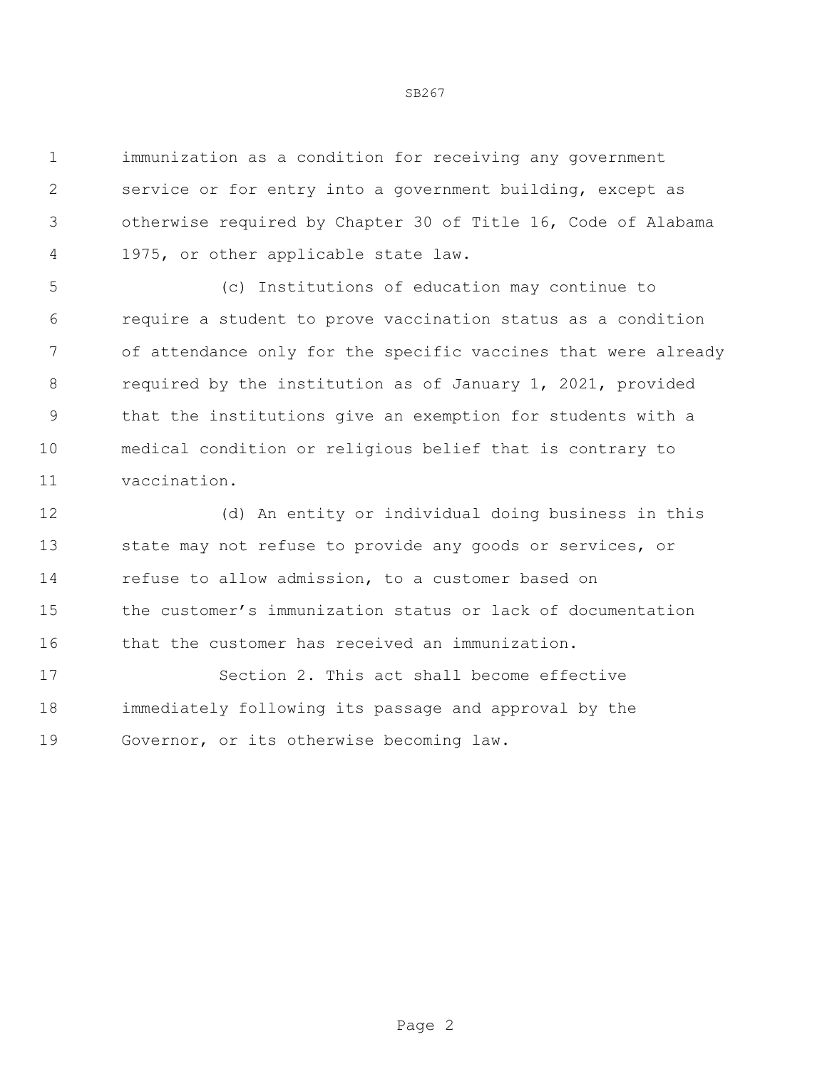immunization as a condition for receiving any government service or for entry into a government building, except as otherwise required by Chapter 30 of Title 16, Code of Alabama 1975, or other applicable state law.

(c) Institutions of education may continue to require a student to prove vaccination status as a condition of attendance only for the specific vaccines that were already required by the institution as of January 1, 2021, provided that the institutions give an exemption for students with a medical condition or religious belief that is contrary to vaccination.

(d) An entity or individual doing business in this state may not refuse to provide any goods or services, or refuse to allow admission, to a customer based on the customer's immunization status or lack of documentation that the customer has received an immunization.

Section 2. This act shall become effective immediately following its passage and approval by the Governor, or its otherwise becoming law.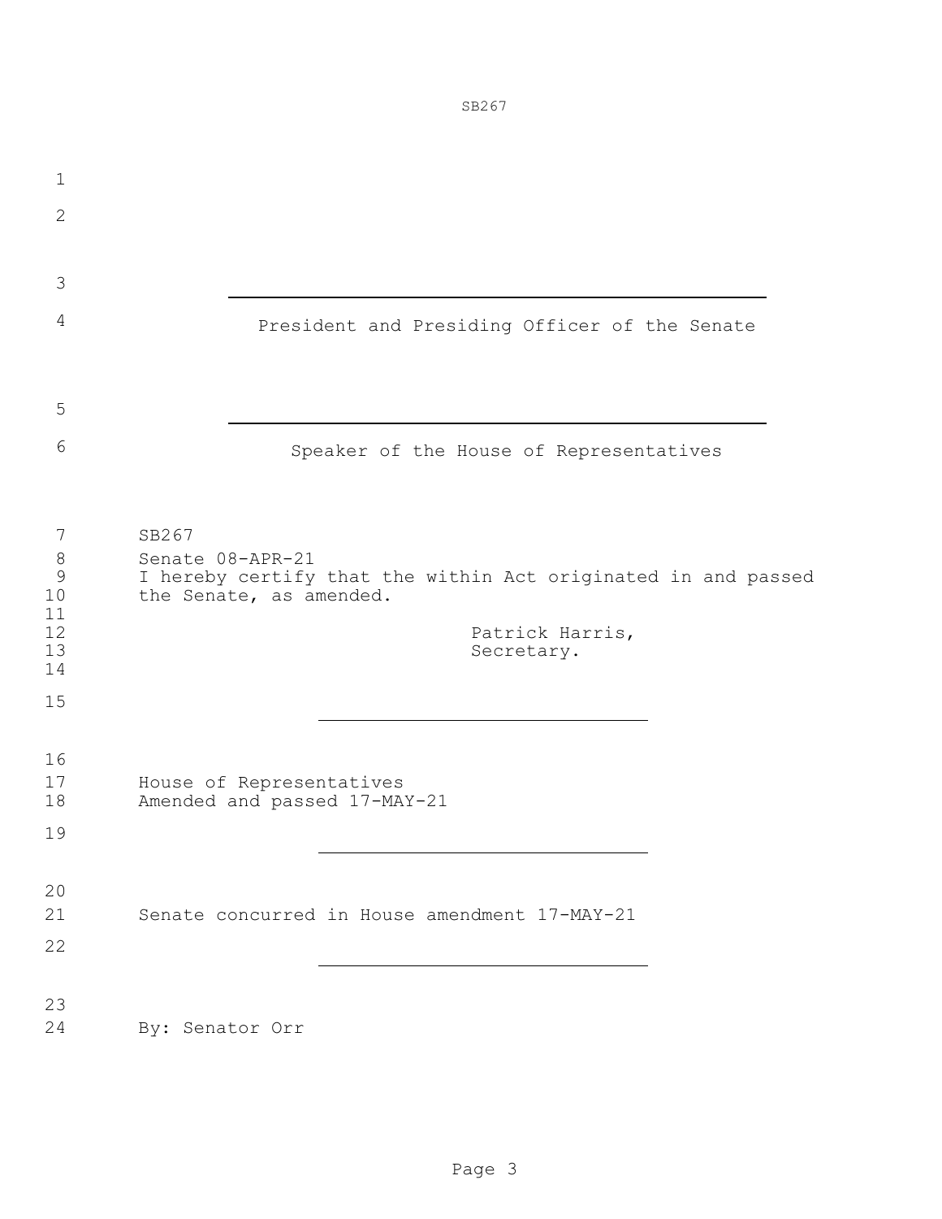\_\_\_\_\_\_\_\_\_\_\_\_\_\_\_\_\_\_\_\_\_\_\_\_\_\_\_\_\_\_\_\_\_\_\_\_\_\_\_\_

President and Presiding Officer of the Senate

\_\_\_\_\_\_\_\_\_\_\_\_\_\_\_\_\_\_\_\_\_\_\_\_\_\_\_\_\_\_\_\_\_\_\_\_\_\_\_\_

Speaker of the House of Representatives

SB267

Senate 08-APR-21

I hereby certify that the within Act originated in and passed the Senate, as amended.

Patrick Harris,
Secretary.

\_\_\_\_\_\_\_\_\_\_\_\_\_\_\_\_\_\_\_\_\_\_\_\_\_\_\_\_\_\_

House of Representatives
Amended and passed 17-MAY-21

\_\_\_\_\_\_\_\_\_\_\_\_\_\_\_\_\_\_\_\_\_\_\_\_\_\_\_\_\_\_

Senate concurred in House amendment 17-MAY-21

\_\_\_\_\_\_\_\_\_\_\_\_\_\_\_\_\_\_\_\_\_\_\_\_\_\_\_\_\_\_

By: Senator Orr